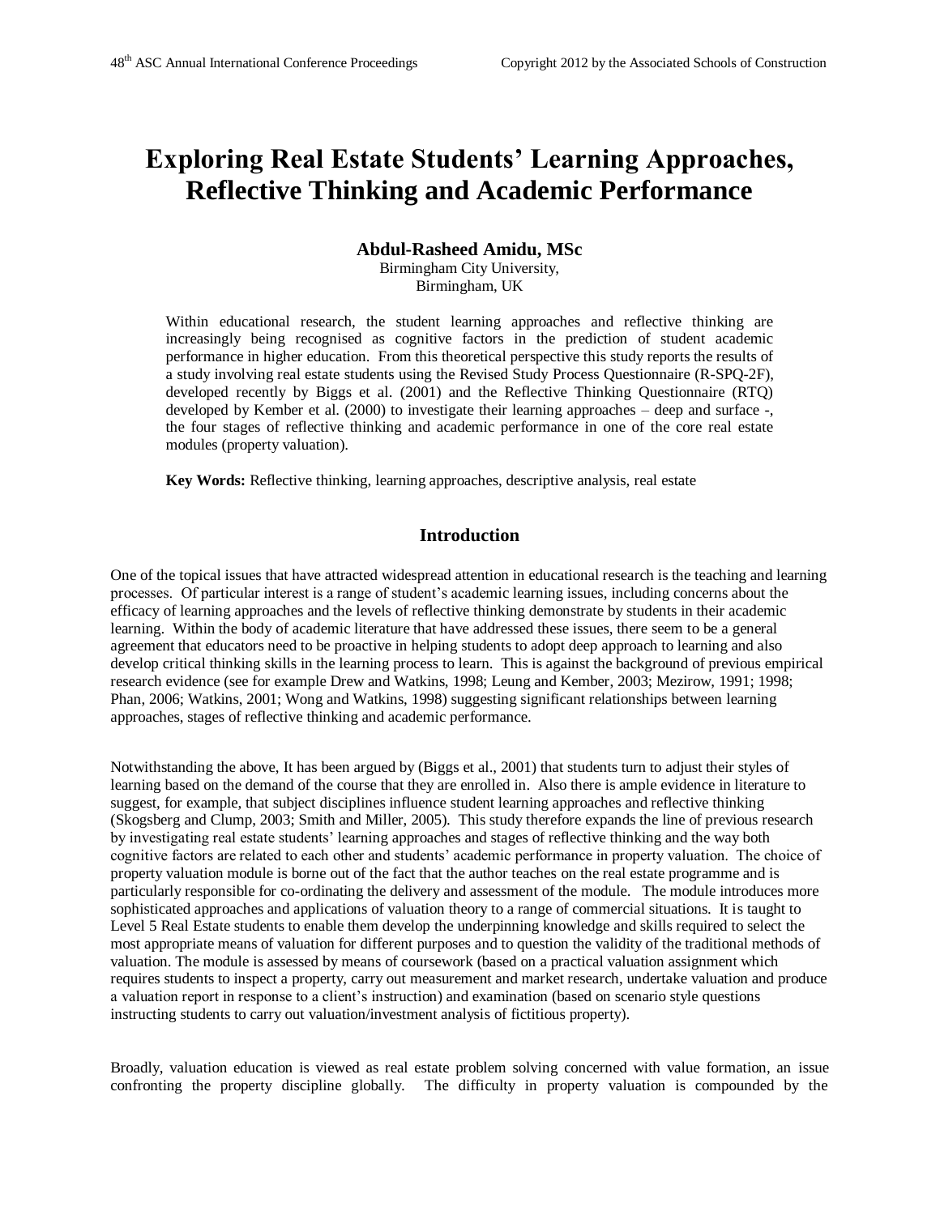# Exploring Real Estate Students' Learning Approaches, Reflective Thinking and Academic Performance

**Abdul-Rasheed Amidu, MSc**
Birmingham City University,
Birmingham, UK

Within educational research, the student learning approaches and reflective thinking are increasingly being recognised as cognitive factors in the prediction of student academic performance in higher education. From this theoretical perspective this study reports the results of a study involving real estate students using the Revised Study Process Questionnaire (R-SPQ-2F), developed recently by Biggs et al. (2001) and the Reflective Thinking Questionnaire (RTQ) developed by Kember et al. (2000) to investigate their learning approaches – deep and surface -, the four stages of reflective thinking and academic performance in one of the core real estate modules (property valuation).

**Key Words:** Reflective thinking, learning approaches, descriptive analysis, real estate

## Introduction

One of the topical issues that have attracted widespread attention in educational research is the teaching and learning processes. Of particular interest is a range of student's academic learning issues, including concerns about the efficacy of learning approaches and the levels of reflective thinking demonstrate by students in their academic learning. Within the body of academic literature that have addressed these issues, there seem to be a general agreement that educators need to be proactive in helping students to adopt deep approach to learning and also develop critical thinking skills in the learning process to learn. This is against the background of previous empirical research evidence (see for example Drew and Watkins, 1998; Leung and Kember, 2003; Mezirow, 1991; 1998; Phan, 2006; Watkins, 2001; Wong and Watkins, 1998) suggesting significant relationships between learning approaches, stages of reflective thinking and academic performance.

Notwithstanding the above, It has been argued by (Biggs et al., 2001) that students turn to adjust their styles of learning based on the demand of the course that they are enrolled in. Also there is ample evidence in literature to suggest, for example, that subject disciplines influence student learning approaches and reflective thinking (Skogsberg and Clump, 2003; Smith and Miller, 2005). This study therefore expands the line of previous research by investigating real estate students' learning approaches and stages of reflective thinking and the way both cognitive factors are related to each other and students' academic performance in property valuation. The choice of property valuation module is borne out of the fact that the author teaches on the real estate programme and is particularly responsible for co-ordinating the delivery and assessment of the module. The module introduces more sophisticated approaches and applications of valuation theory to a range of commercial situations. It is taught to Level 5 Real Estate students to enable them develop the underpinning knowledge and skills required to select the most appropriate means of valuation for different purposes and to question the validity of the traditional methods of valuation. The module is assessed by means of coursework (based on a practical valuation assignment which requires students to inspect a property, carry out measurement and market research, undertake valuation and produce a valuation report in response to a client's instruction) and examination (based on scenario style questions instructing students to carry out valuation/investment analysis of fictitious property).

Broadly, valuation education is viewed as real estate problem solving concerned with value formation, an issue confronting the property discipline globally. The difficulty in property valuation is compounded by the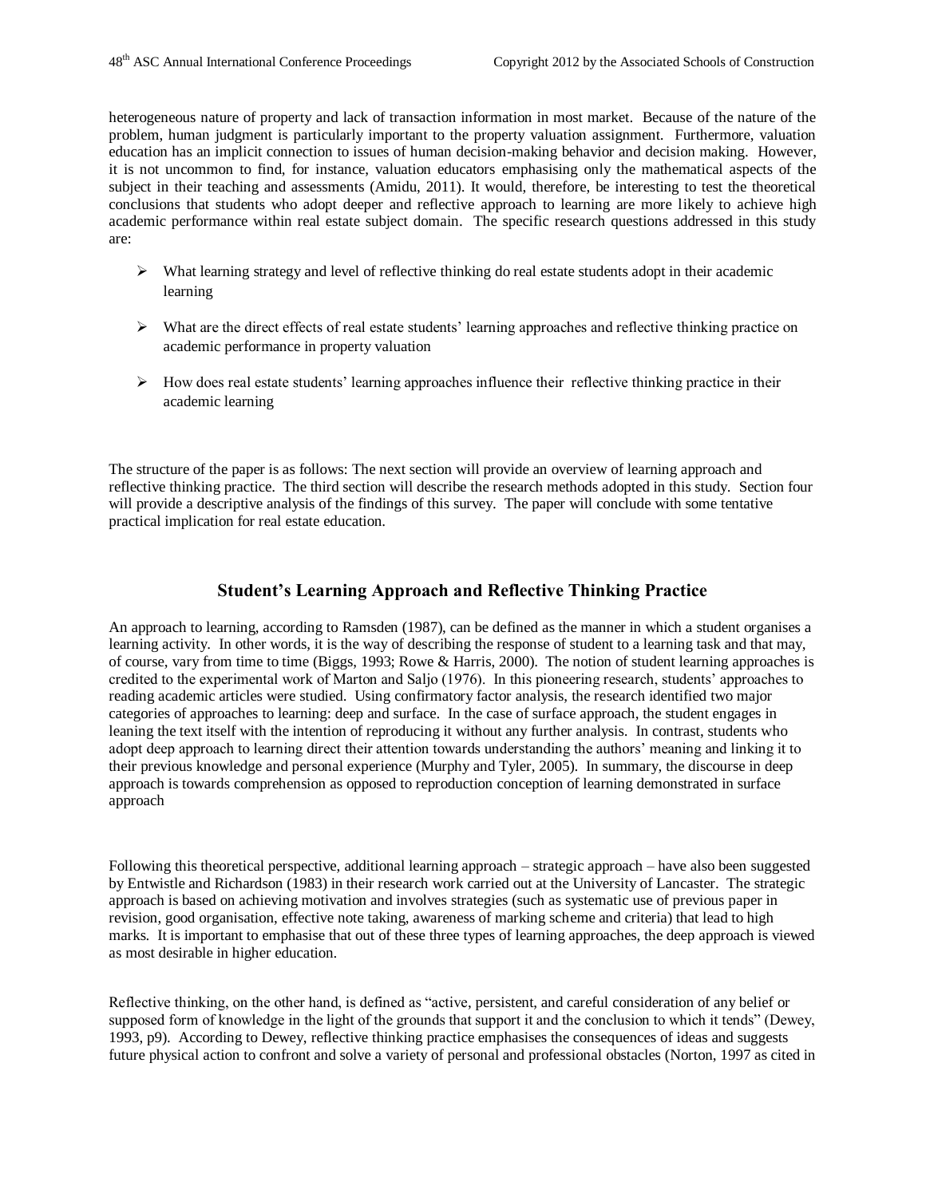heterogeneous nature of property and lack of transaction information in most market. Because of the nature of the problem, human judgment is particularly important to the property valuation assignment. Furthermore, valuation education has an implicit connection to issues of human decision-making behavior and decision making. However, it is not uncommon to find, for instance, valuation educators emphasising only the mathematical aspects of the subject in their teaching and assessments (Amidu, 2011). It would, therefore, be interesting to test the theoretical conclusions that students who adopt deeper and reflective approach to learning are more likely to achieve high academic performance within real estate subject domain. The specific research questions addressed in this study are:

- What learning strategy and level of reflective thinking do real estate students adopt in their academic learning
- What are the direct effects of real estate students' learning approaches and reflective thinking practice on academic performance in property valuation
- How does real estate students' learning approaches influence their reflective thinking practice in their academic learning

The structure of the paper is as follows: The next section will provide an overview of learning approach and reflective thinking practice. The third section will describe the research methods adopted in this study. Section four will provide a descriptive analysis of the findings of this survey. The paper will conclude with some tentative practical implication for real estate education.

## Student's Learning Approach and Reflective Thinking Practice

An approach to learning, according to Ramsden (1987), can be defined as the manner in which a student organises a learning activity. In other words, it is the way of describing the response of student to a learning task and that may, of course, vary from time to time (Biggs, 1993; Rowe & Harris, 2000). The notion of student learning approaches is credited to the experimental work of Marton and Saljo (1976). In this pioneering research, students' approaches to reading academic articles were studied. Using confirmatory factor analysis, the research identified two major categories of approaches to learning: deep and surface. In the case of surface approach, the student engages in leaning the text itself with the intention of reproducing it without any further analysis. In contrast, students who adopt deep approach to learning direct their attention towards understanding the authors' meaning and linking it to their previous knowledge and personal experience (Murphy and Tyler, 2005). In summary, the discourse in deep approach is towards comprehension as opposed to reproduction conception of learning demonstrated in surface approach

Following this theoretical perspective, additional learning approach – strategic approach – have also been suggested by Entwistle and Richardson (1983) in their research work carried out at the University of Lancaster. The strategic approach is based on achieving motivation and involves strategies (such as systematic use of previous paper in revision, good organisation, effective note taking, awareness of marking scheme and criteria) that lead to high marks. It is important to emphasise that out of these three types of learning approaches, the deep approach is viewed as most desirable in higher education.

Reflective thinking, on the other hand, is defined as "active, persistent, and careful consideration of any belief or supposed form of knowledge in the light of the grounds that support it and the conclusion to which it tends" (Dewey, 1993, p9). According to Dewey, reflective thinking practice emphasises the consequences of ideas and suggests future physical action to confront and solve a variety of personal and professional obstacles (Norton, 1997 as cited in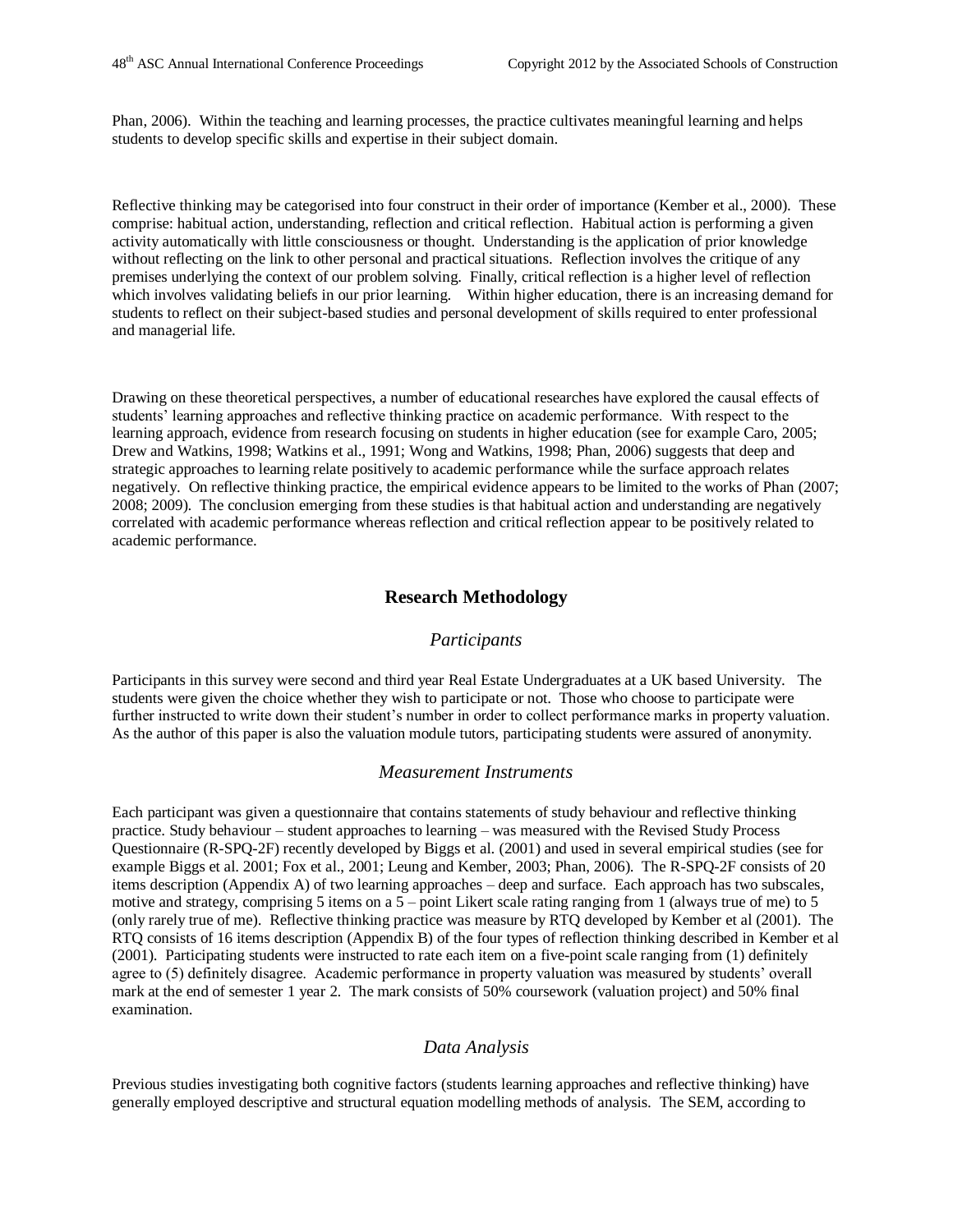Phan, 2006). Within the teaching and learning processes, the practice cultivates meaningful learning and helps students to develop specific skills and expertise in their subject domain.

Reflective thinking may be categorised into four construct in their order of importance (Kember et al., 2000). These comprise: habitual action, understanding, reflection and critical reflection. Habitual action is performing a given activity automatically with little consciousness or thought. Understanding is the application of prior knowledge without reflecting on the link to other personal and practical situations. Reflection involves the critique of any premises underlying the context of our problem solving. Finally, critical reflection is a higher level of reflection which involves validating beliefs in our prior learning. Within higher education, there is an increasing demand for students to reflect on their subject-based studies and personal development of skills required to enter professional and managerial life.

Drawing on these theoretical perspectives, a number of educational researches have explored the causal effects of students' learning approaches and reflective thinking practice on academic performance. With respect to the learning approach, evidence from research focusing on students in higher education (see for example Caro, 2005; Drew and Watkins, 1998; Watkins et al., 1991; Wong and Watkins, 1998; Phan, 2006) suggests that deep and strategic approaches to learning relate positively to academic performance while the surface approach relates negatively. On reflective thinking practice, the empirical evidence appears to be limited to the works of Phan (2007; 2008; 2009). The conclusion emerging from these studies is that habitual action and understanding are negatively correlated with academic performance whereas reflection and critical reflection appear to be positively related to academic performance.

## Research Methodology

### *Participants*

Participants in this survey were second and third year Real Estate Undergraduates at a UK based University. The students were given the choice whether they wish to participate or not. Those who choose to participate were further instructed to write down their student's number in order to collect performance marks in property valuation. As the author of this paper is also the valuation module tutors, participating students were assured of anonymity.

### *Measurement Instruments*

Each participant was given a questionnaire that contains statements of study behaviour and reflective thinking practice. Study behaviour – student approaches to learning – was measured with the Revised Study Process Questionnaire (R-SPQ-2F) recently developed by Biggs et al. (2001) and used in several empirical studies (see for example Biggs et al. 2001; Fox et al., 2001; Leung and Kember, 2003; Phan, 2006). The R-SPQ-2F consists of 20 items description (Appendix A) of two learning approaches – deep and surface. Each approach has two subscales, motive and strategy, comprising 5 items on a 5 – point Likert scale rating ranging from 1 (always true of me) to 5 (only rarely true of me). Reflective thinking practice was measure by RTQ developed by Kember et al (2001). The RTQ consists of 16 items description (Appendix B) of the four types of reflection thinking described in Kember et al (2001). Participating students were instructed to rate each item on a five-point scale ranging from (1) definitely agree to (5) definitely disagree. Academic performance in property valuation was measured by students' overall mark at the end of semester 1 year 2. The mark consists of 50% coursework (valuation project) and 50% final examination.

### *Data Analysis*

Previous studies investigating both cognitive factors (students learning approaches and reflective thinking) have generally employed descriptive and structural equation modelling methods of analysis. The SEM, according to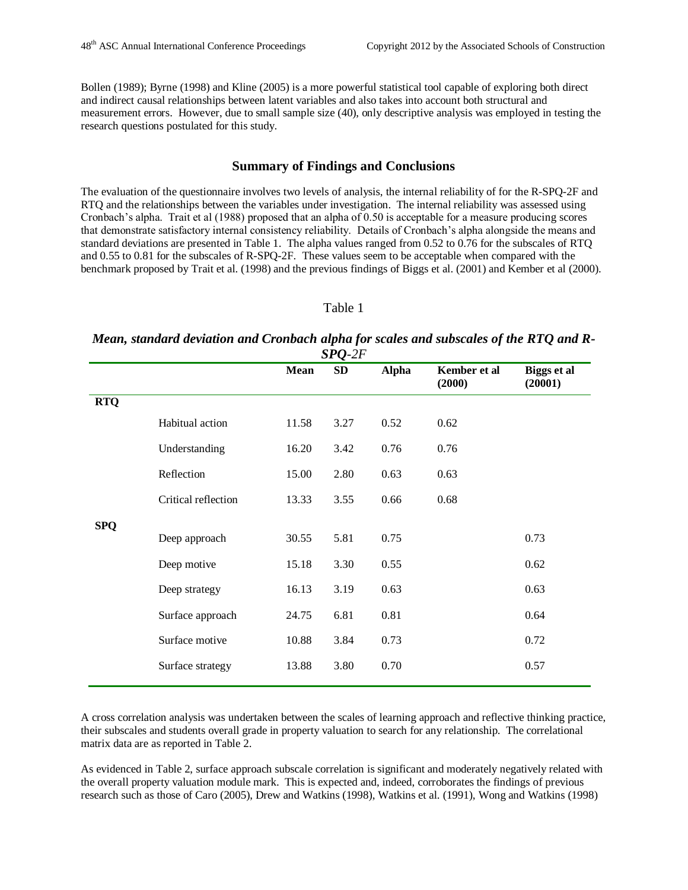Bollen (1989); Byrne (1998) and Kline (2005) is a more powerful statistical tool capable of exploring both direct and indirect causal relationships between latent variables and also takes into account both structural and measurement errors. However, due to small sample size (40), only descriptive analysis was employed in testing the research questions postulated for this study.

## Summary of Findings and Conclusions

The evaluation of the questionnaire involves two levels of analysis, the internal reliability of for the R-SPQ-2F and RTQ and the relationships between the variables under investigation. The internal reliability was assessed using Cronbach's alpha. Trait et al (1988) proposed that an alpha of 0.50 is acceptable for a measure producing scores that demonstrate satisfactory internal consistency reliability. Details of Cronbach's alpha alongside the means and standard deviations are presented in Table 1. The alpha values ranged from 0.52 to 0.76 for the subscales of RTQ and 0.55 to 0.81 for the subscales of R-SPQ-2F. These values seem to be acceptable when compared with the benchmark proposed by Trait et al. (1998) and the previous findings of Biggs et al. (2001) and Kember et al (2000).

Table 1

***Mean, standard deviation and Cronbach alpha for scales and subscales of the RTQ and R-SPQ-2F***

| | | Mean | SD | Alpha | Kember et al (2000) | Biggs et al (20001) |
|---|---|---|---|---|---|---|
| **RTQ** | | | | | | |
| | Habitual action | 11.58 | 3.27 | 0.52 | 0.62 | |
| | Understanding | 16.20 | 3.42 | 0.76 | 0.76 | |
| | Reflection | 15.00 | 2.80 | 0.63 | 0.63 | |
| | Critical reflection | 13.33 | 3.55 | 0.66 | 0.68 | |
| **SPQ** | | | | | | |
| | Deep approach | 30.55 | 5.81 | 0.75 | | 0.73 |
| | Deep motive | 15.18 | 3.30 | 0.55 | | 0.62 |
| | Deep strategy | 16.13 | 3.19 | 0.63 | | 0.63 |
| | Surface approach | 24.75 | 6.81 | 0.81 | | 0.64 |
| | Surface motive | 10.88 | 3.84 | 0.73 | | 0.72 |
| | Surface strategy | 13.88 | 3.80 | 0.70 | | 0.57 |

A cross correlation analysis was undertaken between the scales of learning approach and reflective thinking practice, their subscales and students overall grade in property valuation to search for any relationship. The correlational matrix data are as reported in Table 2.

As evidenced in Table 2, surface approach subscale correlation is significant and moderately negatively related with the overall property valuation module mark. This is expected and, indeed, corroborates the findings of previous research such as those of Caro (2005), Drew and Watkins (1998), Watkins et al. (1991), Wong and Watkins (1998)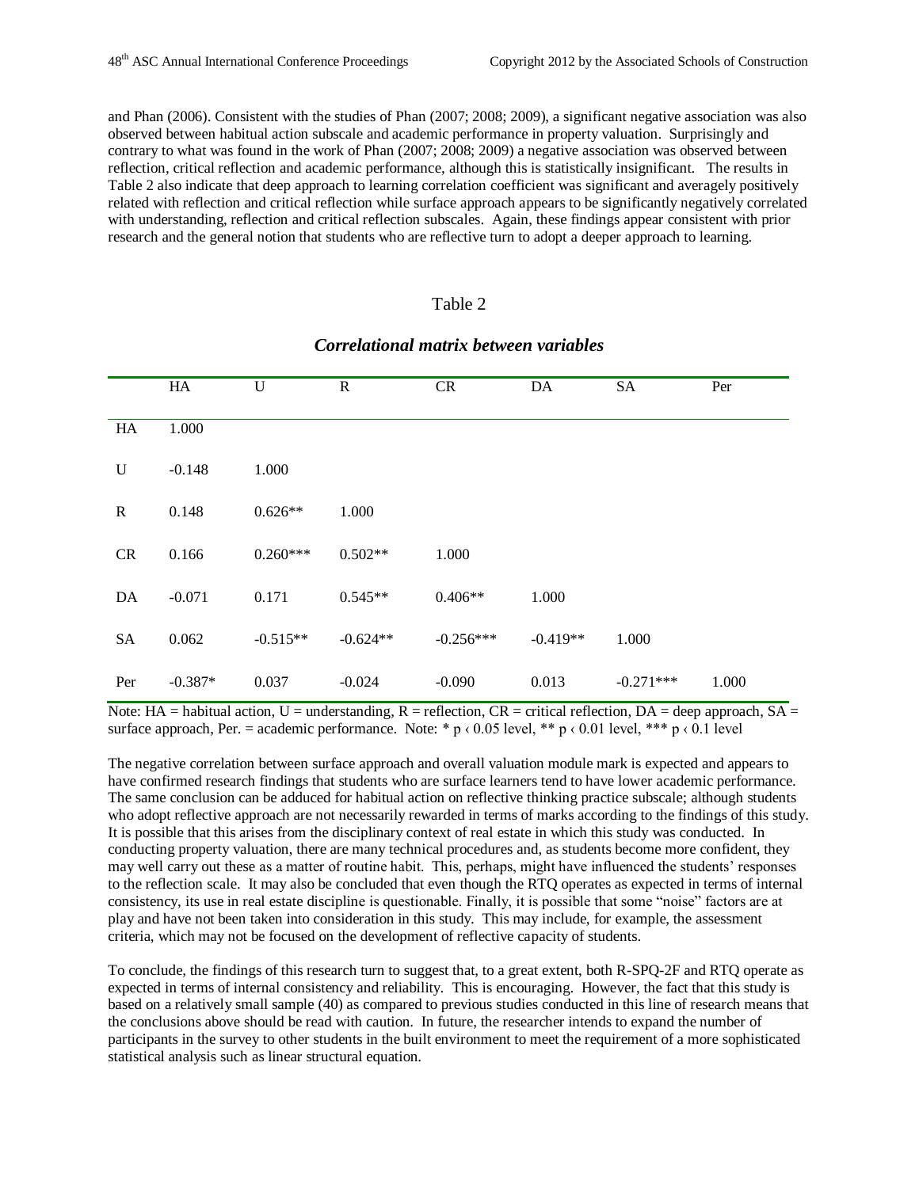and Phan (2006). Consistent with the studies of Phan (2007; 2008; 2009), a significant negative association was also observed between habitual action subscale and academic performance in property valuation. Surprisingly and contrary to what was found in the work of Phan (2007; 2008; 2009) a negative association was observed between reflection, critical reflection and academic performance, although this is statistically insignificant. The results in Table 2 also indicate that deep approach to learning correlation coefficient was significant and averagely positively related with reflection and critical reflection while surface approach appears to be significantly negatively correlated with understanding, reflection and critical reflection subscales. Again, these findings appear consistent with prior research and the general notion that students who are reflective turn to adopt a deeper approach to learning.

Table 2

***Correlational matrix between variables***

| | HA | U | R | CR | DA | SA | Per |
|---|---|---|---|---|---|---|---|
| HA | 1.000 | | | | | | |
| U | -0.148 | 1.000 | | | | | |
| R | 0.148 | 0.626** | 1.000 | | | | |
| CR | 0.166 | 0.260*** | 0.502** | 1.000 | | | |
| DA | -0.071 | 0.171 | 0.545** | 0.406** | 1.000 | | |
| SA | 0.062 | -0.515** | -0.624** | -0.256*** | -0.419** | 1.000 | |
| Per | -0.387* | 0.037 | -0.024 | -0.090 | 0.013 | -0.271*** | 1.000 |

Note: HA = habitual action, U = understanding, R = reflection, CR = critical reflection, DA = deep approach, SA = surface approach, Per. = academic performance. Note: * $p < 0.05$ level, ** $p < 0.01$ level, *** $p < 0.1$ level

The negative correlation between surface approach and overall valuation module mark is expected and appears to have confirmed research findings that students who are surface learners tend to have lower academic performance. The same conclusion can be adduced for habitual action on reflective thinking practice subscale; although students who adopt reflective approach are not necessarily rewarded in terms of marks according to the findings of this study. It is possible that this arises from the disciplinary context of real estate in which this study was conducted. In conducting property valuation, there are many technical procedures and, as students become more confident, they may well carry out these as a matter of routine habit. This, perhaps, might have influenced the students' responses to the reflection scale. It may also be concluded that even though the RTQ operates as expected in terms of internal consistency, its use in real estate discipline is questionable. Finally, it is possible that some "noise" factors are at play and have not been taken into consideration in this study. This may include, for example, the assessment criteria, which may not be focused on the development of reflective capacity of students.

To conclude, the findings of this research turn to suggest that, to a great extent, both R-SPQ-2F and RTQ operate as expected in terms of internal consistency and reliability. This is encouraging. However, the fact that this study is based on a relatively small sample (40) as compared to previous studies conducted in this line of research means that the conclusions above should be read with caution. In future, the researcher intends to expand the number of participants in the survey to other students in the built environment to meet the requirement of a more sophisticated statistical analysis such as linear structural equation.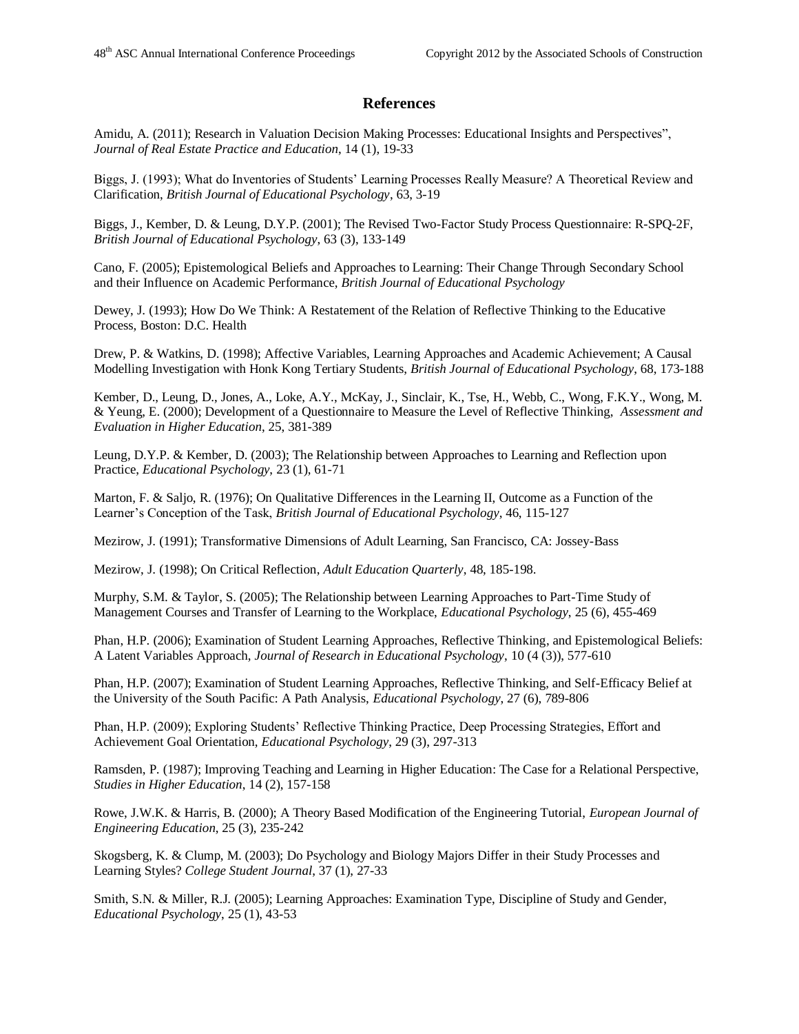## References

Amidu, A. (2011); Research in Valuation Decision Making Processes: Educational Insights and Perspectives", *Journal of Real Estate Practice and Education*, 14 (1), 19-33

Biggs, J. (1993); What do Inventories of Students' Learning Processes Really Measure? A Theoretical Review and Clarification, *British Journal of Educational Psychology*, 63, 3-19

Biggs, J., Kember, D. & Leung, D.Y.P. (2001); The Revised Two-Factor Study Process Questionnaire: R-SPQ-2F, *British Journal of Educational Psychology*, 63 (3), 133-149

Cano, F. (2005); Epistemological Beliefs and Approaches to Learning: Their Change Through Secondary School and their Influence on Academic Performance, *British Journal of Educational Psychology*

Dewey, J. (1993); How Do We Think: A Restatement of the Relation of Reflective Thinking to the Educative Process, Boston: D.C. Health

Drew, P. & Watkins, D. (1998); Affective Variables, Learning Approaches and Academic Achievement; A Causal Modelling Investigation with Honk Kong Tertiary Students, *British Journal of Educational Psychology*, 68, 173-188

Kember, D., Leung, D., Jones, A., Loke, A.Y., McKay, J., Sinclair, K., Tse, H., Webb, C., Wong, F.K.Y., Wong, M. & Yeung, E. (2000); Development of a Questionnaire to Measure the Level of Reflective Thinking, *Assessment and Evaluation in Higher Education*, 25, 381-389

Leung, D.Y.P. & Kember, D. (2003); The Relationship between Approaches to Learning and Reflection upon Practice, *Educational Psychology*, 23 (1), 61-71

Marton, F. & Saljo, R. (1976); On Qualitative Differences in the Learning II, Outcome as a Function of the Learner's Conception of the Task, *British Journal of Educational Psychology*, 46, 115-127

Mezirow, J. (1991); Transformative Dimensions of Adult Learning, San Francisco, CA: Jossey-Bass

Mezirow, J. (1998); On Critical Reflection, *Adult Education Quarterly*, 48, 185-198.

Murphy, S.M. & Taylor, S. (2005); The Relationship between Learning Approaches to Part-Time Study of Management Courses and Transfer of Learning to the Workplace, *Educational Psychology*, 25 (6), 455-469

Phan, H.P. (2006); Examination of Student Learning Approaches, Reflective Thinking, and Epistemological Beliefs: A Latent Variables Approach, *Journal of Research in Educational Psychology*, 10 (4 (3)), 577-610

Phan, H.P. (2007); Examination of Student Learning Approaches, Reflective Thinking, and Self-Efficacy Belief at the University of the South Pacific: A Path Analysis, *Educational Psychology*, 27 (6), 789-806

Phan, H.P. (2009); Exploring Students' Reflective Thinking Practice, Deep Processing Strategies, Effort and Achievement Goal Orientation, *Educational Psychology*, 29 (3), 297-313

Ramsden, P. (1987); Improving Teaching and Learning in Higher Education: The Case for a Relational Perspective, *Studies in Higher Education*, 14 (2), 157-158

Rowe, J.W.K. & Harris, B. (2000); A Theory Based Modification of the Engineering Tutorial, *European Journal of Engineering Education*, 25 (3), 235-242

Skogsberg, K. & Clump, M. (2003); Do Psychology and Biology Majors Differ in their Study Processes and Learning Styles? *College Student Journal*, 37 (1), 27-33

Smith, S.N. & Miller, R.J. (2005); Learning Approaches: Examination Type, Discipline of Study and Gender, *Educational Psychology*, 25 (1), 43-53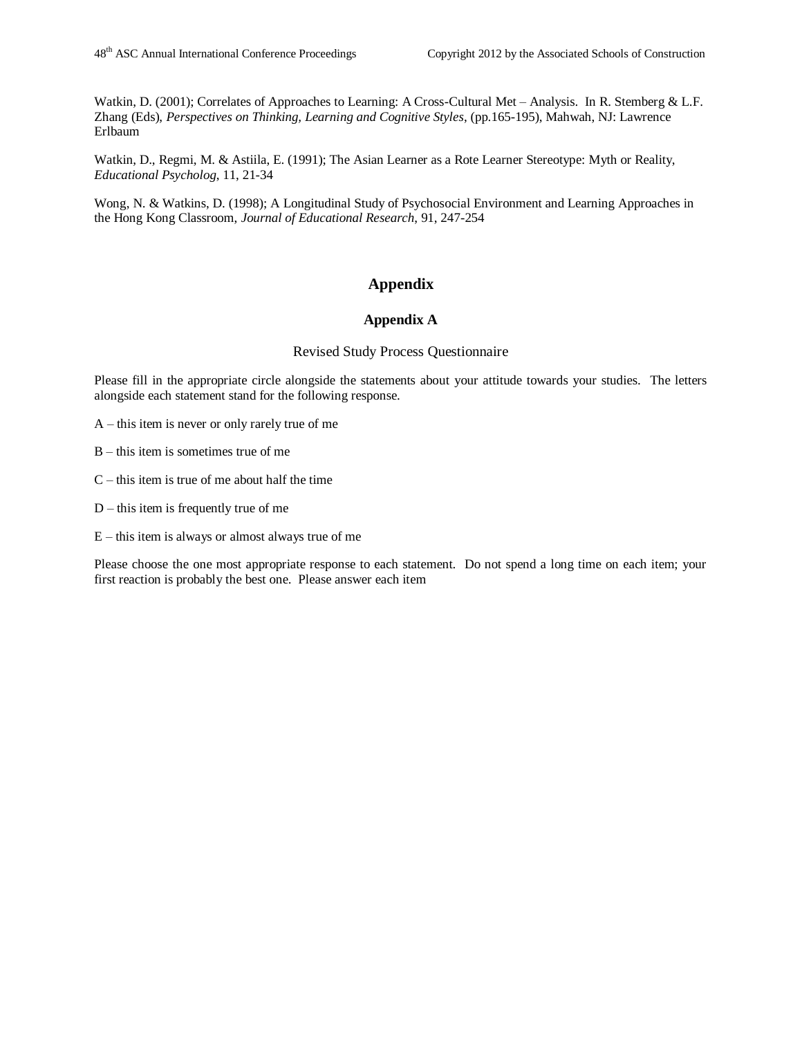Watkin, D. (2001); Correlates of Approaches to Learning: A Cross-Cultural Met – Analysis. In R. Stemberg & L.F. Zhang (Eds), *Perspectives on Thinking, Learning and Cognitive Styles*, (pp.165-195), Mahwah, NJ: Lawrence Erlbaum

Watkin, D., Regmi, M. & Astiila, E. (1991); The Asian Learner as a Rote Learner Stereotype: Myth or Reality, *Educational Psycholog*, 11, 21-34

Wong, N. & Watkins, D. (1998); A Longitudinal Study of Psychosocial Environment and Learning Approaches in the Hong Kong Classroom, *Journal of Educational Research*, 91, 247-254

# Appendix

## Appendix A

Revised Study Process Questionnaire

Please fill in the appropriate circle alongside the statements about your attitude towards your studies. The letters alongside each statement stand for the following response.

A – this item is never or only rarely true of me

B – this item is sometimes true of me

C – this item is true of me about half the time

D – this item is frequently true of me

E – this item is always or almost always true of me

Please choose the one most appropriate response to each statement. Do not spend a long time on each item; your first reaction is probably the best one. Please answer each item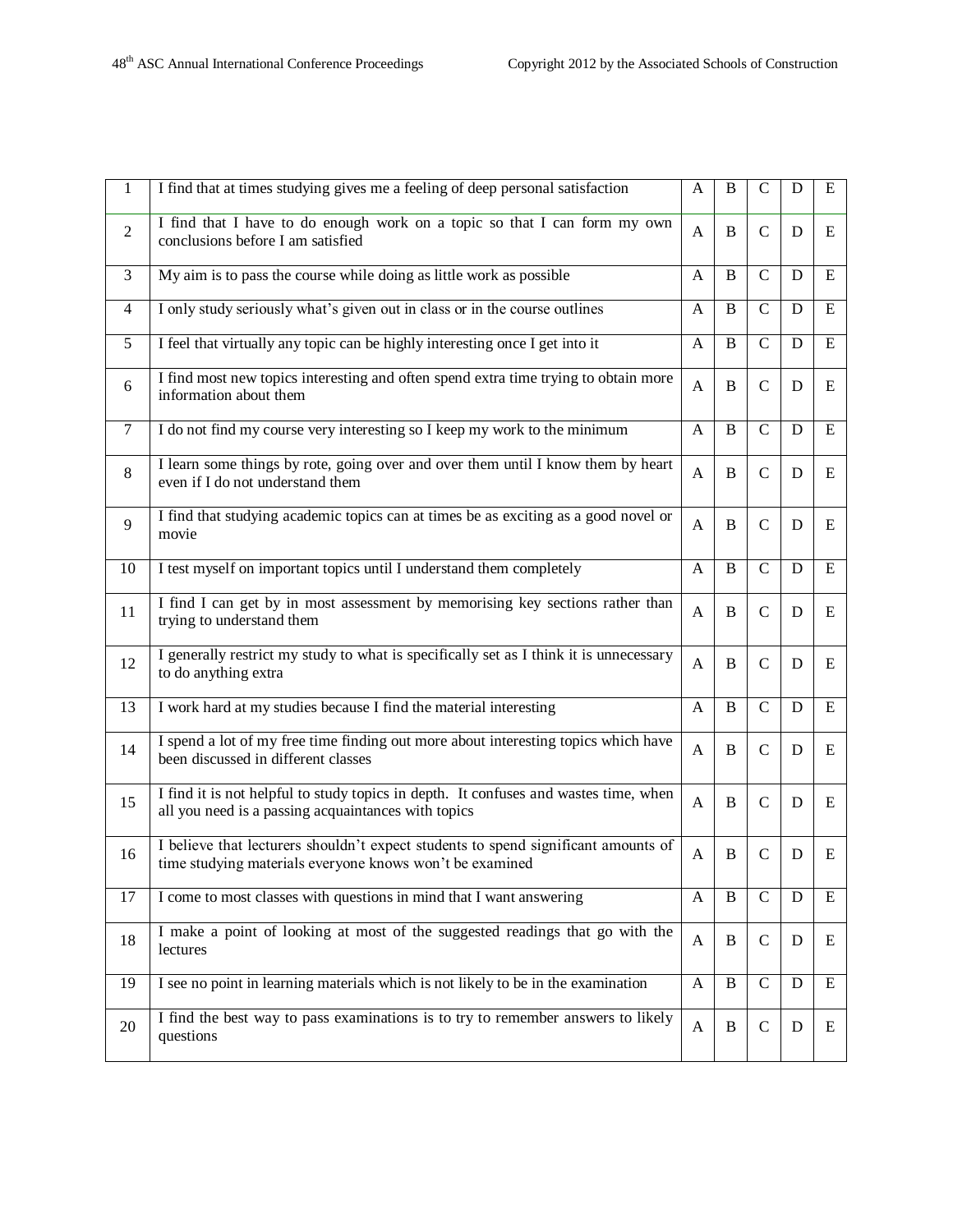| | | | | | | |
|---|---|---|---|---|---|---|
| 1 | I find that at times studying gives me a feeling of deep personal satisfaction | A | B | C | D | E |
| 2 | I find that I have to do enough work on a topic so that I can form my own conclusions before I am satisfied | A | B | C | D | E |
| 3 | My aim is to pass the course while doing as little work as possible | A | B | C | D | E |
| 4 | I only study seriously what's given out in class or in the course outlines | A | B | C | D | E |
| 5 | I feel that virtually any topic can be highly interesting once I get into it | A | B | C | D | E |
| 6 | I find most new topics interesting and often spend extra time trying to obtain more information about them | A | B | C | D | E |
| 7 | I do not find my course very interesting so I keep my work to the minimum | A | B | C | D | E |
| 8 | I learn some things by rote, going over and over them until I know them by heart even if I do not understand them | A | B | C | D | E |
| 9 | I find that studying academic topics can at times be as exciting as a good novel or movie | A | B | C | D | E |
| 10 | I test myself on important topics until I understand them completely | A | B | C | D | E |
| 11 | I find I can get by in most assessment by memorising key sections rather than trying to understand them | A | B | C | D | E |
| 12 | I generally restrict my study to what is specifically set as I think it is unnecessary to do anything extra | A | B | C | D | E |
| 13 | I work hard at my studies because I find the material interesting | A | B | C | D | E |
| 14 | I spend a lot of my free time finding out more about interesting topics which have been discussed in different classes | A | B | C | D | E |
| 15 | I find it is not helpful to study topics in depth. It confuses and wastes time, when all you need is a passing acquaintances with topics | A | B | C | D | E |
| 16 | I believe that lecturers shouldn't expect students to spend significant amounts of time studying materials everyone knows won't be examined | A | B | C | D | E |
| 17 | I come to most classes with questions in mind that I want answering | A | B | C | D | E |
| 18 | I make a point of looking at most of the suggested readings that go with the lectures | A | B | C | D | E |
| 19 | I see no point in learning materials which is not likely to be in the examination | A | B | C | D | E |
| 20 | I find the best way to pass examinations is to try to remember answers to likely questions | A | B | C | D | E |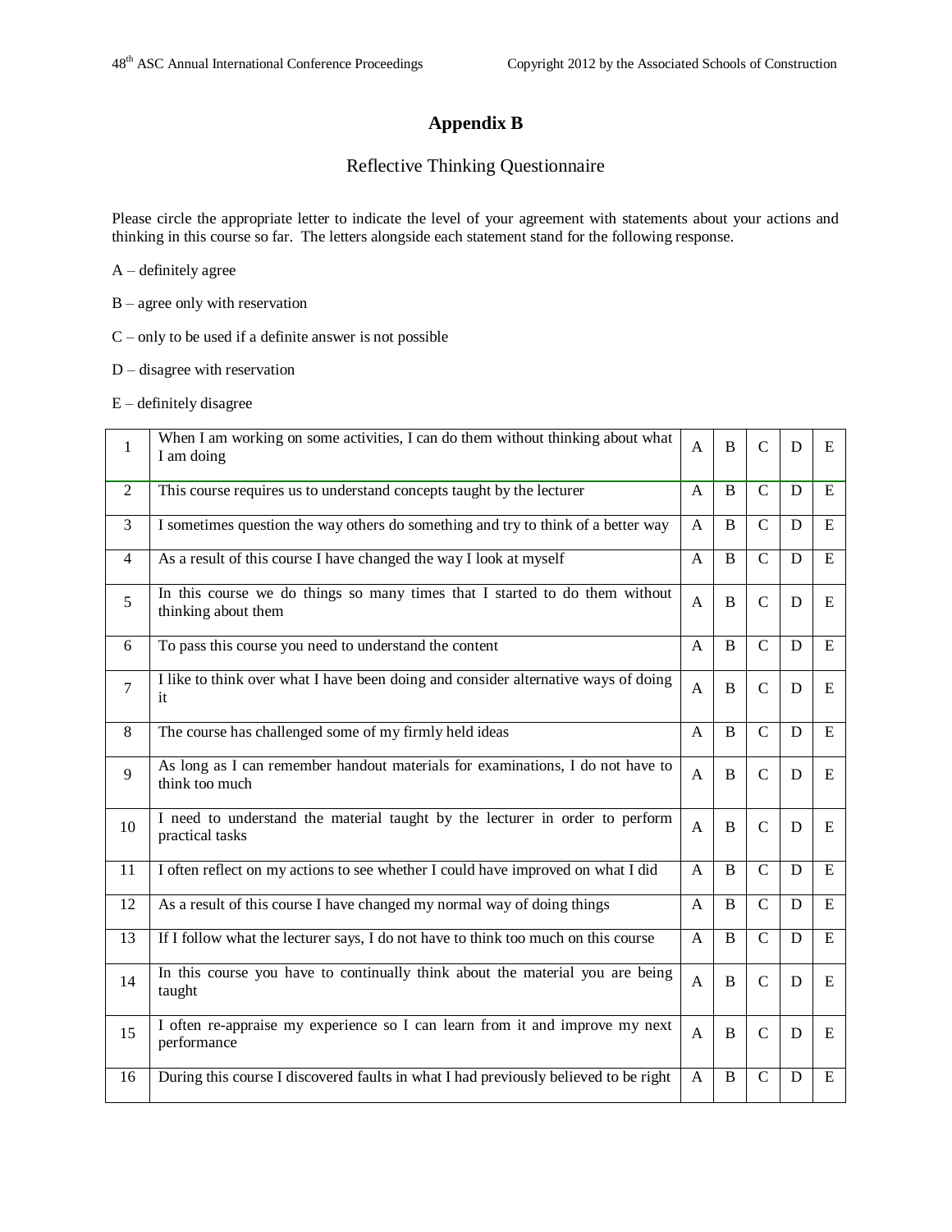# Appendix B

## Reflective Thinking Questionnaire

Please circle the appropriate letter to indicate the level of your agreement with statements about your actions and thinking in this course so far. The letters alongside each statement stand for the following response.

A – definitely agree

B – agree only with reservation

C – only to be used if a definite answer is not possible

D – disagree with reservation

E – definitely disagree

| | | | | | | |
|---|---|---|---|---|---|---|
| 1 | When I am working on some activities, I can do them without thinking about what I am doing | A | B | C | D | E |
| 2 | This course requires us to understand concepts taught by the lecturer | A | B | C | D | E |
| 3 | I sometimes question the way others do something and try to think of a better way | A | B | C | D | E |
| 4 | As a result of this course I have changed the way I look at myself | A | B | C | D | E |
| 5 | In this course we do things so many times that I started to do them without thinking about them | A | B | C | D | E |
| 6 | To pass this course you need to understand the content | A | B | C | D | E |
| 7 | I like to think over what I have been doing and consider alternative ways of doing it | A | B | C | D | E |
| 8 | The course has challenged some of my firmly held ideas | A | B | C | D | E |
| 9 | As long as I can remember handout materials for examinations, I do not have to think too much | A | B | C | D | E |
| 10 | I need to understand the material taught by the lecturer in order to perform practical tasks | A | B | C | D | E |
| 11 | I often reflect on my actions to see whether I could have improved on what I did | A | B | C | D | E |
| 12 | As a result of this course I have changed my normal way of doing things | A | B | C | D | E |
| 13 | If I follow what the lecturer says, I do not have to think too much on this course | A | B | C | D | E |
| 14 | In this course you have to continually think about the material you are being taught | A | B | C | D | E |
| 15 | I often re-appraise my experience so I can learn from it and improve my next performance | A | B | C | D | E |
| 16 | During this course I discovered faults in what I had previously believed to be right | A | B | C | D | E |